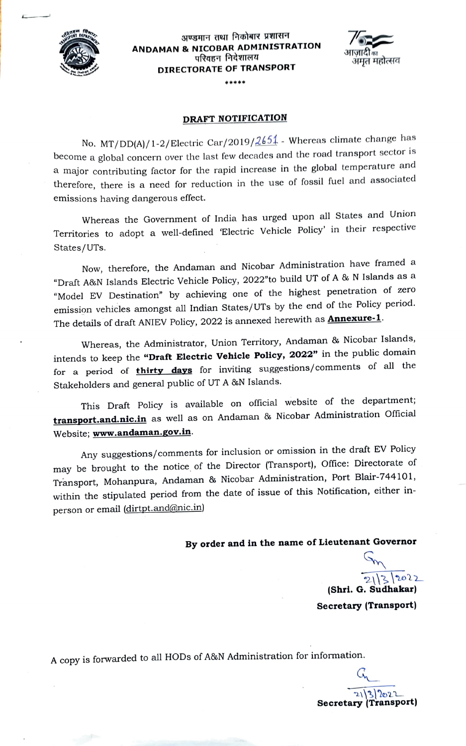अण्डमान तथा निकोबार प्रशासन
**ANDAMAN & NICOBAR ADMINISTRATION**
परिवहन निदेशालय
**DIRECTORATE OF TRANSPORT**

\*\*\*\*\*

## DRAFT NOTIFICATION

No. MT/DD(A)/1-2/Electric Car/2019/2651 - Whereas climate change has become a global concern over the last few decades and the road transport sector is a major contributing factor for the rapid increase in the global temperature and therefore, there is a need for reduction in the use of fossil fuel and associated emissions having dangerous effect.

Whereas the Government of India has urged upon all States and Union Territories to adopt a well-defined 'Electric Vehicle Policy' in their respective States/UTs.

Now, therefore, the Andaman and Nicobar Administration have framed a "Draft A&N Islands Electric Vehicle Policy, 2022"to build UT of A & N Islands as a "Model EV Destination" by achieving one of the highest penetration of zero emission vehicles amongst all Indian States/UTs by the end of the Policy period. The details of draft ANIEV Policy, 2022 is annexed herewith as **Annexure-1**.

Whereas, the Administrator, Union Territory, Andaman & Nicobar Islands, intends to keep the **"Draft Electric Vehicle Policy, 2022"** in the public domain for a period of **thirty days** for inviting suggestions/comments of all the Stakeholders and general public of UT A &N Islands.

This Draft Policy is available on official website of the department; **transport.and.nic.in** as well as on Andaman & Nicobar Administration Official Website; **www.andaman.gov.in**.

Any suggestions/comments for inclusion or omission in the draft EV Policy may be brought to the notice of the Director (Transport), Office: Directorate of Transport, Mohanpura, Andaman & Nicobar Administration, Port Blair-744101, within the stipulated period from the date of issue of this Notification, either in-person or email (dirtpt.and@nic.in)

**By order and in the name of Lieutenant Governor**

21/3/2022
**(Shri. G. Sudhakar)**
**Secretary (Transport)**

A copy is forwarded to all HODs of A&N Administration for information.

21/3/2022
**Secretary (Transport)**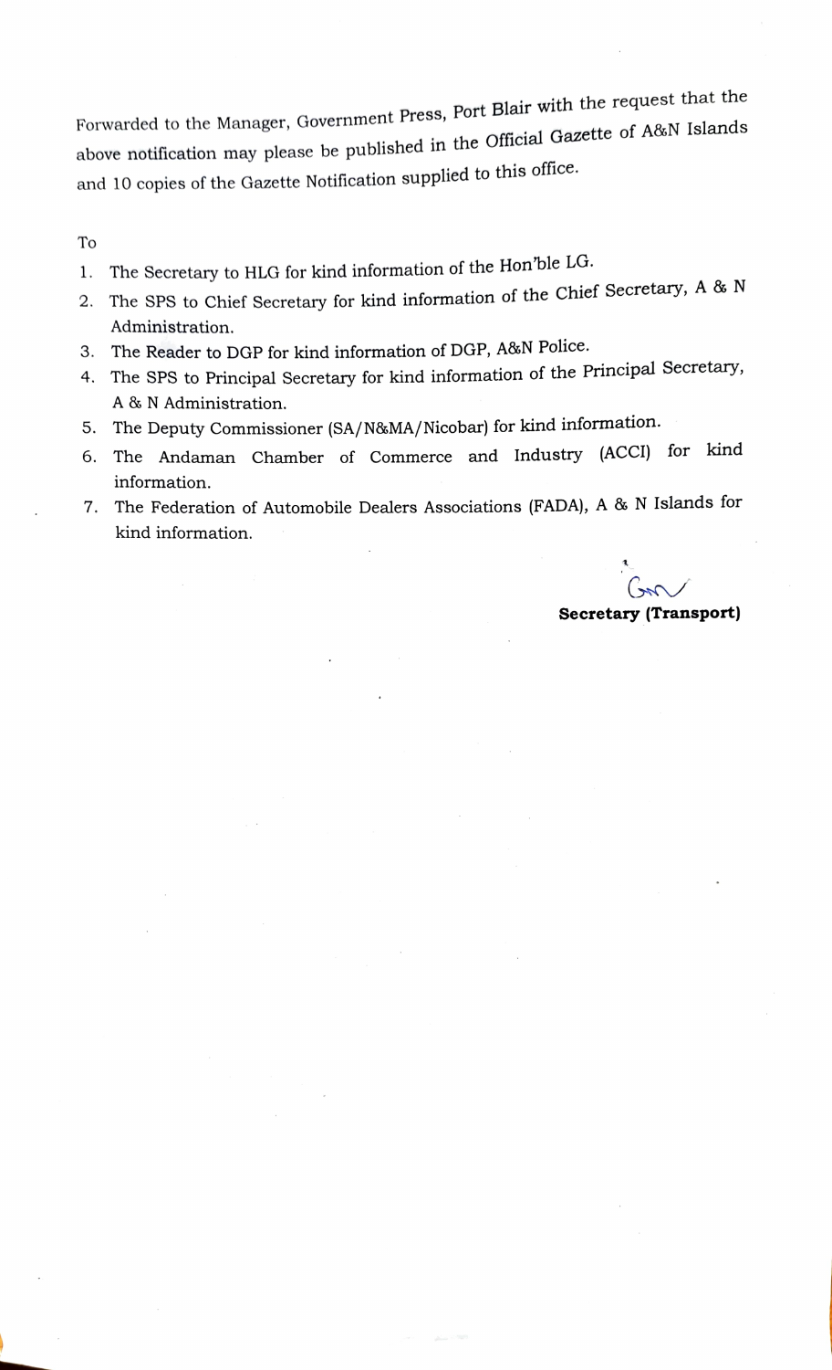Forwarded to the Manager, Government Press, Port Blair with the request that the above notification may please be published in the Official Gazette of A&N Islands and 10 copies of the Gazette Notification supplied to this office.

To

1. The Secretary to HLG for kind information of the Hon'ble LG.
2. The SPS to Chief Secretary for kind information of the Chief Secretary, A & N Administration.
3. The Reader to DGP for kind information of DGP, A&N Police.
4. The SPS to Principal Secretary for kind information of the Principal Secretary, A & N Administration.
5. The Deputy Commissioner (SA/N&MA/Nicobar) for kind information.
6. The Andaman Chamber of Commerce and Industry (ACCI) for kind information.
7. The Federation of Automobile Dealers Associations (FADA), A & N Islands for kind information.

**Secretary (Transport)**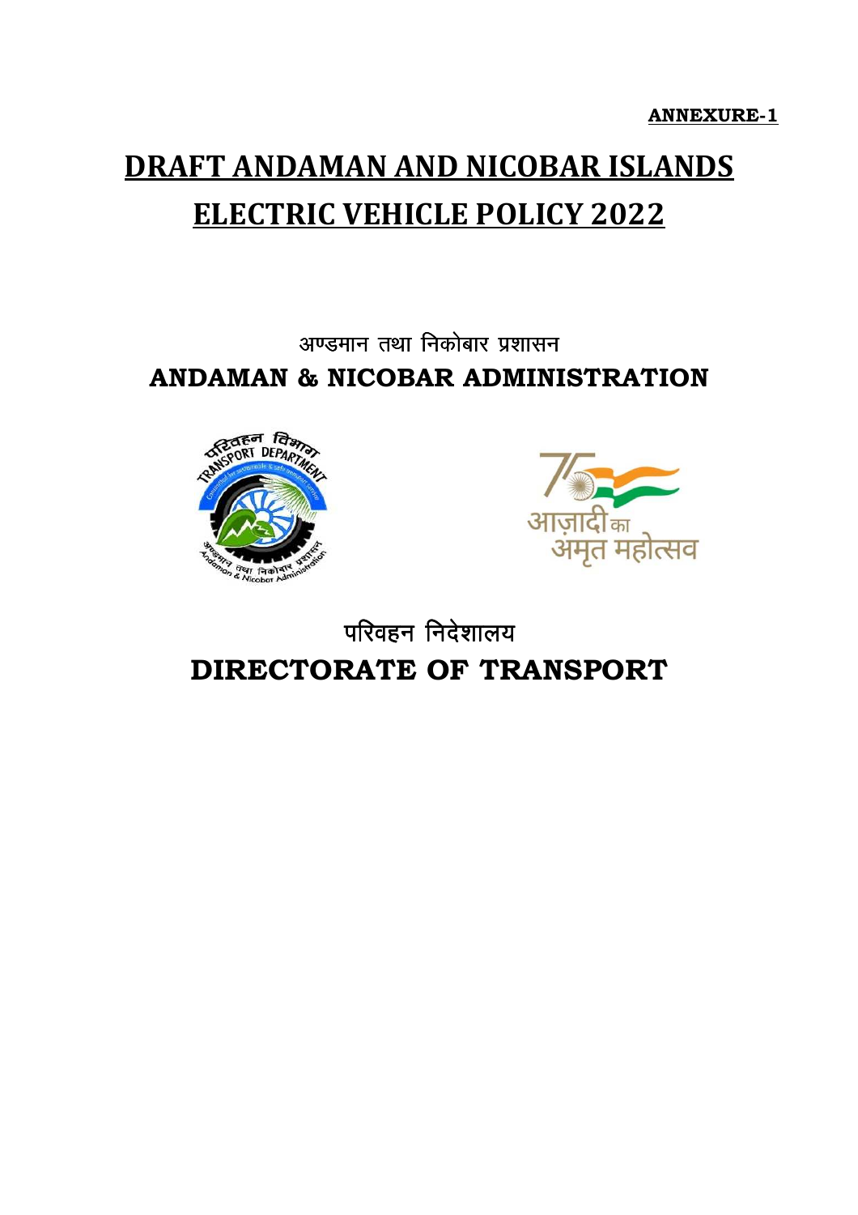**ANNEXURE-1**

# DRAFT ANDAMAN AND NICOBAR ISLANDS ELECTRIC VEHICLE POLICY 2022

अण्डमान तथा निकोबार प्रशासन

**ANDAMAN & NICOBAR ADMINISTRATION**

परिवहन निदेशालय

**DIRECTORATE OF TRANSPORT**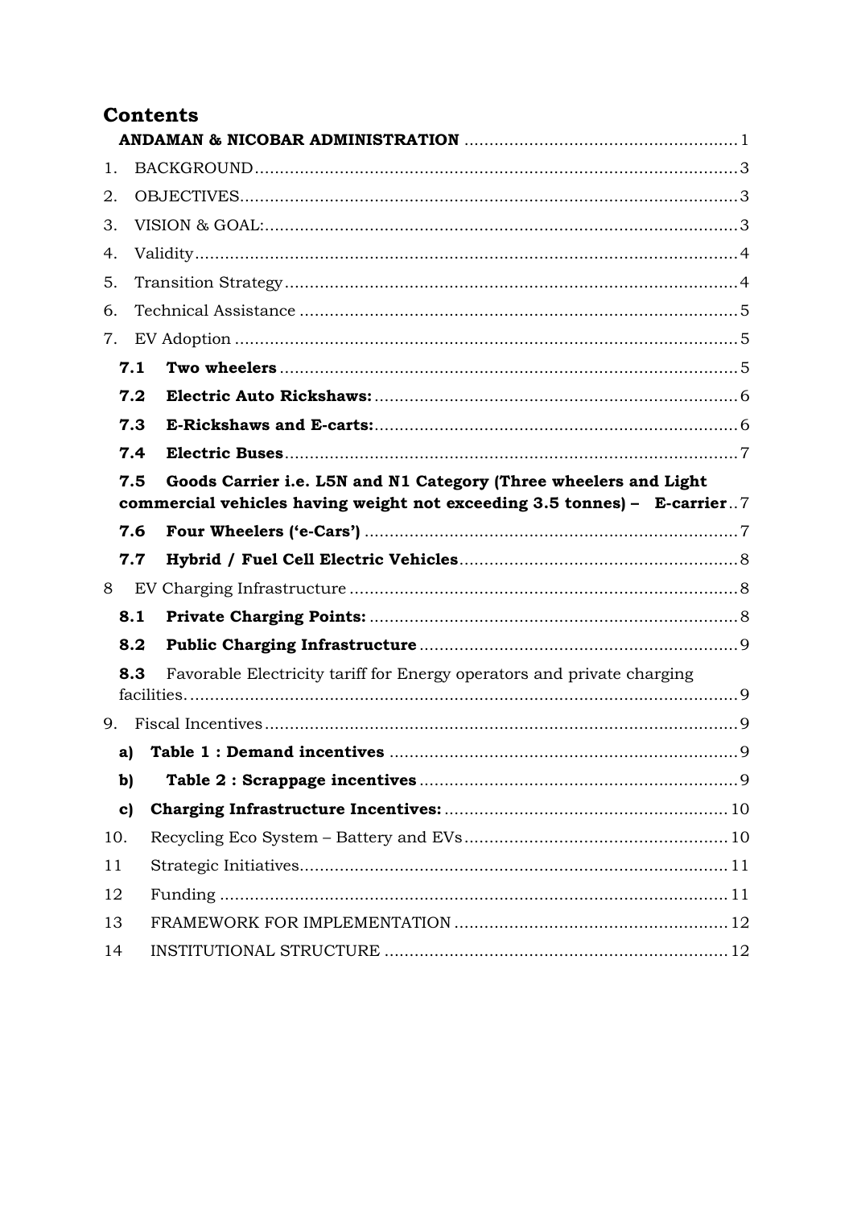# Contents

**ANDAMAN & NICOBAR ADMINISTRATION** ........................................................ 1

1. BACKGROUND ........................................................................................ 3
2. OBJECTIVES ........................................................................................... 3
3. VISION & GOAL: ..................................................................................... 3
4. Validity ................................................................................................... 4
5. Transition Strategy ................................................................................. 4
6. Technical Assistance .............................................................................. 5
7. EV Adoption ........................................................................................... 5

   **7.1 Two wheelers** ................................................................................. 5

   **7.2 Electric Auto Rickshaws:** ............................................................... 6

   **7.3 E-Rickshaws and E-carts:** .............................................................. 6

   **7.4 Electric Buses** ................................................................................ 7

   **7.5 Goods Carrier i.e. L5N and N1 Category (Three wheelers and Light commercial vehicles having weight not exceeding 3.5 tonnes) – E-carrier** .. 7

   **7.6 Four Wheelers ('e-Cars')** ................................................................ 7

   **7.7 Hybrid / Fuel Cell Electric Vehicles** .............................................. 8

8 EV Charging Infrastructure ...................................................................... 8

   **8.1 Private Charging Points:** ................................................................ 8

   **8.2 Public Charging Infrastructure** ...................................................... 9

   **8.3** Favorable Electricity tariff for Energy operators and private charging facilities. .................................................................................................. 9

9. Fiscal Incentives ..................................................................................... 9

   **a) Table 1 : Demand incentives** ............................................................ 9

   **b) Table 2 : Scrappage incentives** ......................................................... 9

   **c) Charging Infrastructure Incentives:** ................................................. 10

10. Recycling Eco System – Battery and EVs ............................................... 10

11 Strategic Initiatives .................................................................................. 11

12 Funding .................................................................................................. 11

13 FRAMEWORK FOR IMPLEMENTATION .................................................... 12

14 INSTITUTIONAL STRUCTURE .................................................................. 12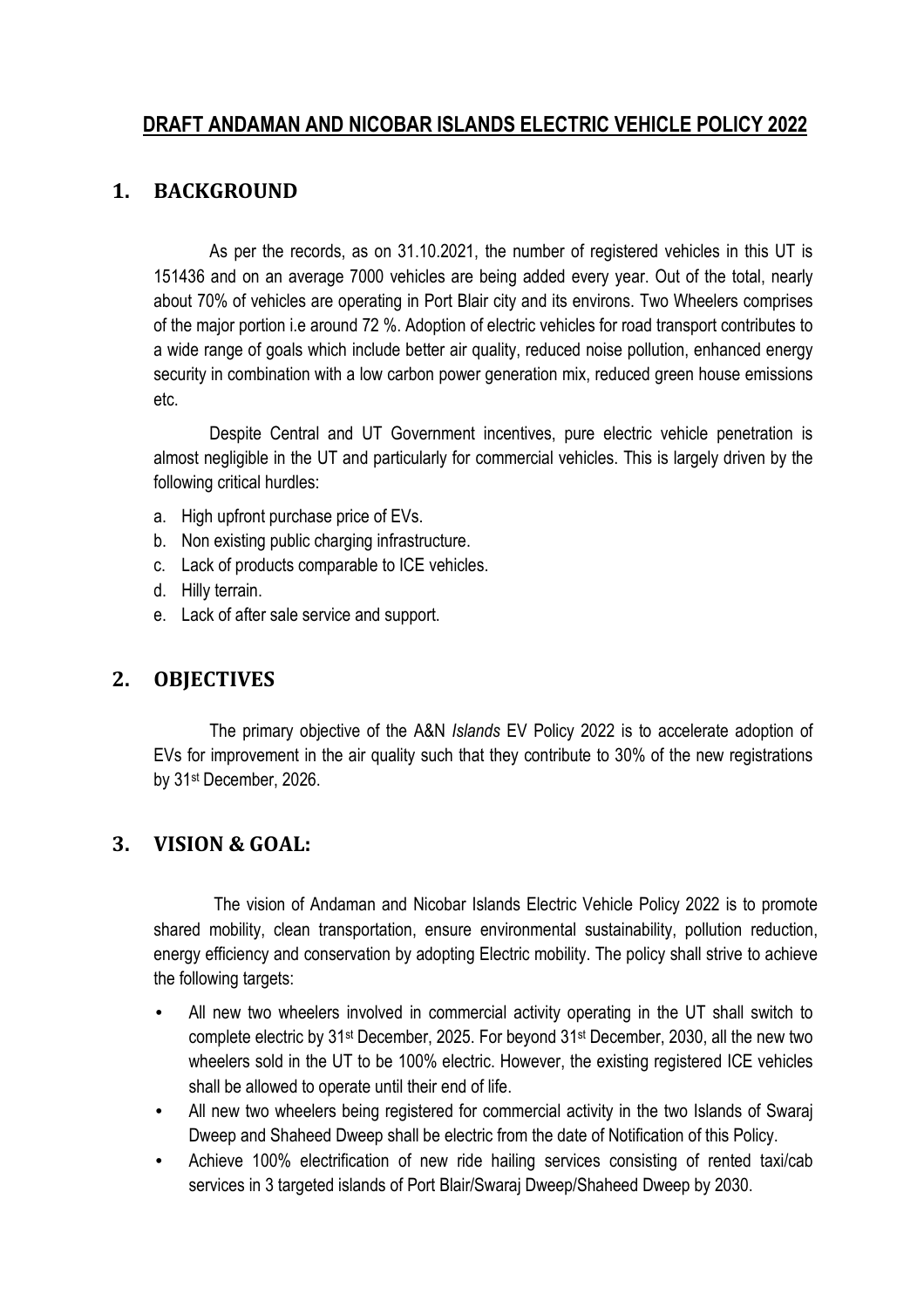# DRAFT ANDAMAN AND NICOBAR ISLANDS ELECTRIC VEHICLE POLICY 2022

## 1. BACKGROUND

As per the records, as on 31.10.2021, the number of registered vehicles in this UT is 151436 and on an average 7000 vehicles are being added every year. Out of the total, nearly about 70% of vehicles are operating in Port Blair city and its environs. Two Wheelers comprises of the major portion i.e around 72 %. Adoption of electric vehicles for road transport contributes to a wide range of goals which include better air quality, reduced noise pollution, enhanced energy security in combination with a low carbon power generation mix, reduced green house emissions etc.

Despite Central and UT Government incentives, pure electric vehicle penetration is almost negligible in the UT and particularly for commercial vehicles. This is largely driven by the following critical hurdles:

a. High upfront purchase price of EVs.
b. Non existing public charging infrastructure.
c. Lack of products comparable to ICE vehicles.
d. Hilly terrain.
e. Lack of after sale service and support.

## 2. OBJECTIVES

The primary objective of the A&N *Islands* EV Policy 2022 is to accelerate adoption of EVs for improvement in the air quality such that they contribute to 30% of the new registrations by 31st December, 2026.

## 3. VISION & GOAL:

The vision of Andaman and Nicobar Islands Electric Vehicle Policy 2022 is to promote shared mobility, clean transportation, ensure environmental sustainability, pollution reduction, energy efficiency and conservation by adopting Electric mobility. The policy shall strive to achieve the following targets:

- All new two wheelers involved in commercial activity operating in the UT shall switch to complete electric by 31st December, 2025. For beyond 31st December, 2030, all the new two wheelers sold in the UT to be 100% electric. However, the existing registered ICE vehicles shall be allowed to operate until their end of life.
- All new two wheelers being registered for commercial activity in the two Islands of Swaraj Dweep and Shaheed Dweep shall be electric from the date of Notification of this Policy.
- Achieve 100% electrification of new ride hailing services consisting of rented taxi/cab services in 3 targeted islands of Port Blair/Swaraj Dweep/Shaheed Dweep by 2030.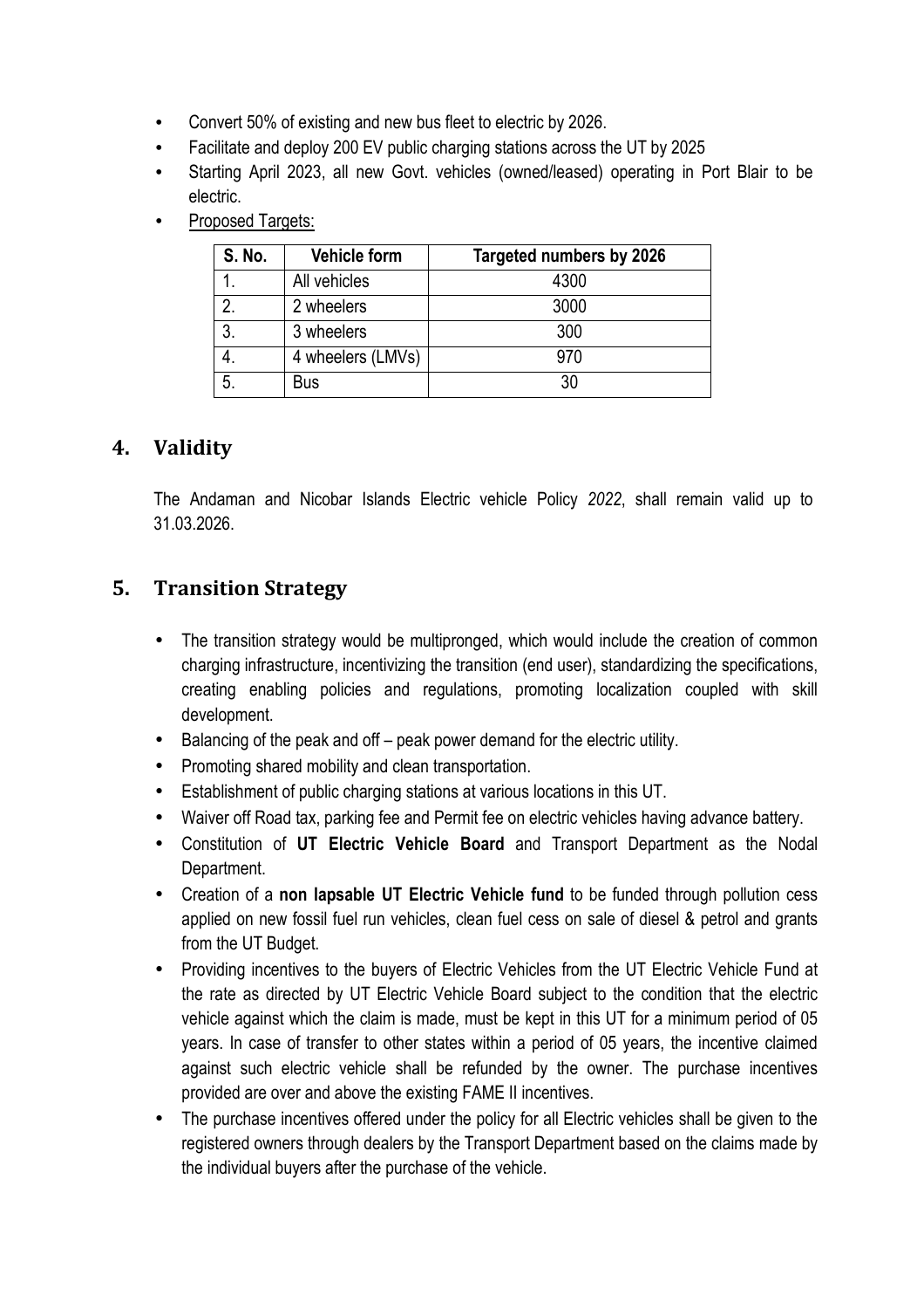- Convert 50% of existing and new bus fleet to electric by 2026.
- Facilitate and deploy 200 EV public charging stations across the UT by 2025
- Starting April 2023, all new Govt. vehicles (owned/leased) operating in Port Blair to be electric.
- Proposed Targets:

| S. No. | Vehicle form | Targeted numbers by 2026 |
|---|---|---|
| 1. | All vehicles | 4300 |
| 2. | 2 wheelers | 3000 |
| 3. | 3 wheelers | 300 |
| 4. | 4 wheelers (LMVs) | 970 |
| 5. | Bus | 30 |

## 4. Validity

The Andaman and Nicobar Islands Electric vehicle Policy *2022*, shall remain valid up to 31.03.2026.

## 5. Transition Strategy

- The transition strategy would be multipronged, which would include the creation of common charging infrastructure, incentivizing the transition (end user), standardizing the specifications, creating enabling policies and regulations, promoting localization coupled with skill development.
- Balancing of the peak and off – peak power demand for the electric utility.
- Promoting shared mobility and clean transportation.
- Establishment of public charging stations at various locations in this UT.
- Waiver off Road tax, parking fee and Permit fee on electric vehicles having advance battery.
- Constitution of **UT Electric Vehicle Board** and Transport Department as the Nodal Department.
- Creation of a **non lapsable UT Electric Vehicle fund** to be funded through pollution cess applied on new fossil fuel run vehicles, clean fuel cess on sale of diesel & petrol and grants from the UT Budget.
- Providing incentives to the buyers of Electric Vehicles from the UT Electric Vehicle Fund at the rate as directed by UT Electric Vehicle Board subject to the condition that the electric vehicle against which the claim is made, must be kept in this UT for a minimum period of 05 years. In case of transfer to other states within a period of 05 years, the incentive claimed against such electric vehicle shall be refunded by the owner. The purchase incentives provided are over and above the existing FAME II incentives.
- The purchase incentives offered under the policy for all Electric vehicles shall be given to the registered owners through dealers by the Transport Department based on the claims made by the individual buyers after the purchase of the vehicle.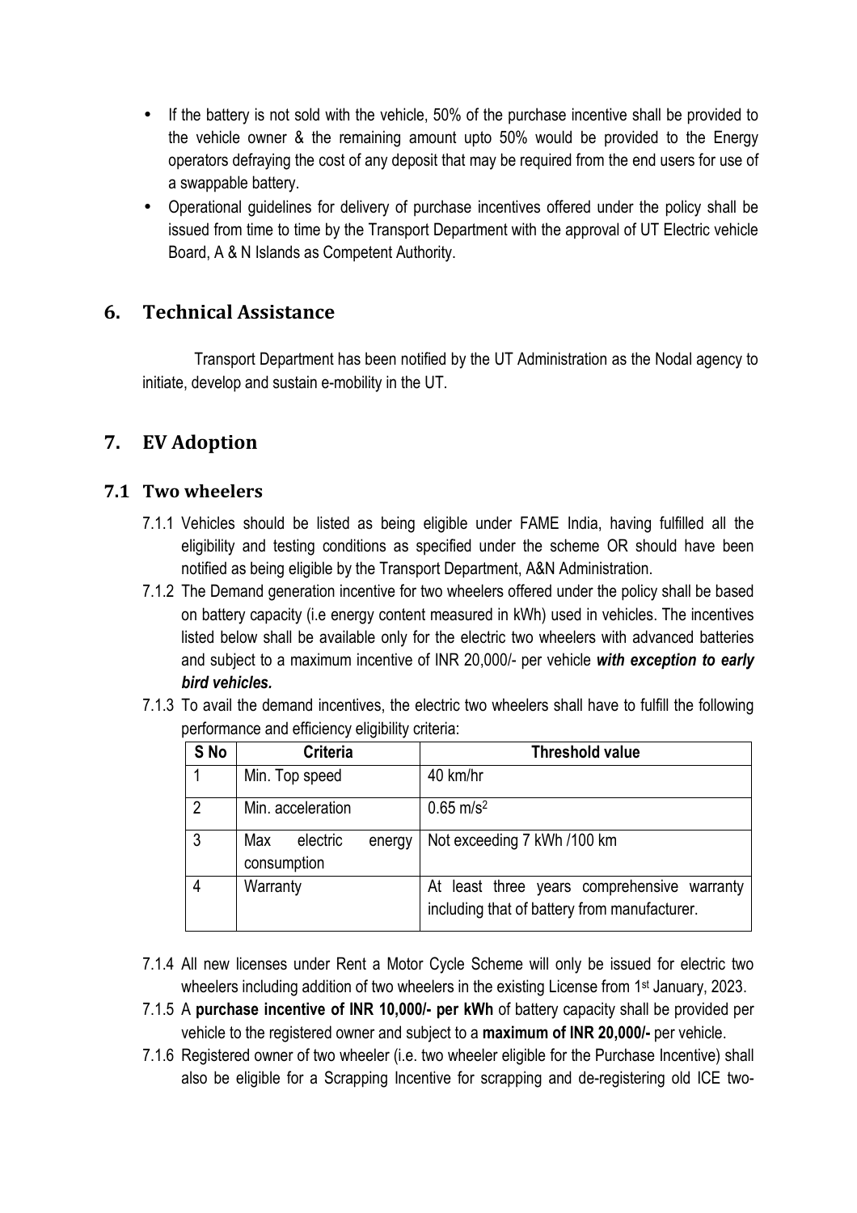- If the battery is not sold with the vehicle, 50% of the purchase incentive shall be provided to the vehicle owner & the remaining amount upto 50% would be provided to the Energy operators defraying the cost of any deposit that may be required from the end users for use of a swappable battery.
- Operational guidelines for delivery of purchase incentives offered under the policy shall be issued from time to time by the Transport Department with the approval of UT Electric vehicle Board, A & N Islands as Competent Authority.

## 6. Technical Assistance

Transport Department has been notified by the UT Administration as the Nodal agency to initiate, develop and sustain e-mobility in the UT.

## 7. EV Adoption

### 7.1 Two wheelers

7.1.1 Vehicles should be listed as being eligible under FAME India, having fulfilled all the eligibility and testing conditions as specified under the scheme OR should have been notified as being eligible by the Transport Department, A&N Administration.

7.1.2 The Demand generation incentive for two wheelers offered under the policy shall be based on battery capacity (i.e energy content measured in kWh) used in vehicles. The incentives listed below shall be available only for the electric two wheelers with advanced batteries and subject to a maximum incentive of INR 20,000/- per vehicle ***with exception to early bird vehicles.***

7.1.3 To avail the demand incentives, the electric two wheelers shall have to fulfill the following performance and efficiency eligibility criteria:

| S No | Criteria | Threshold value |
|---|---|---|
| 1 | Min. Top speed | 40 km/hr |
| 2 | Min. acceleration | 0.65 $m/s^2$ |
| 3 | Max electric energy consumption | Not exceeding 7 kWh /100 km |
| 4 | Warranty | At least three years comprehensive warranty including that of battery from manufacturer. |

7.1.4 All new licenses under Rent a Motor Cycle Scheme will only be issued for electric two wheelers including addition of two wheelers in the existing License from 1st January, 2023.

7.1.5 A **purchase incentive of INR 10,000/- per kWh** of battery capacity shall be provided per vehicle to the registered owner and subject to a **maximum of INR 20,000/-** per vehicle.

7.1.6 Registered owner of two wheeler (i.e. two wheeler eligible for the Purchase Incentive) shall also be eligible for a Scrapping Incentive for scrapping and de-registering old ICE two-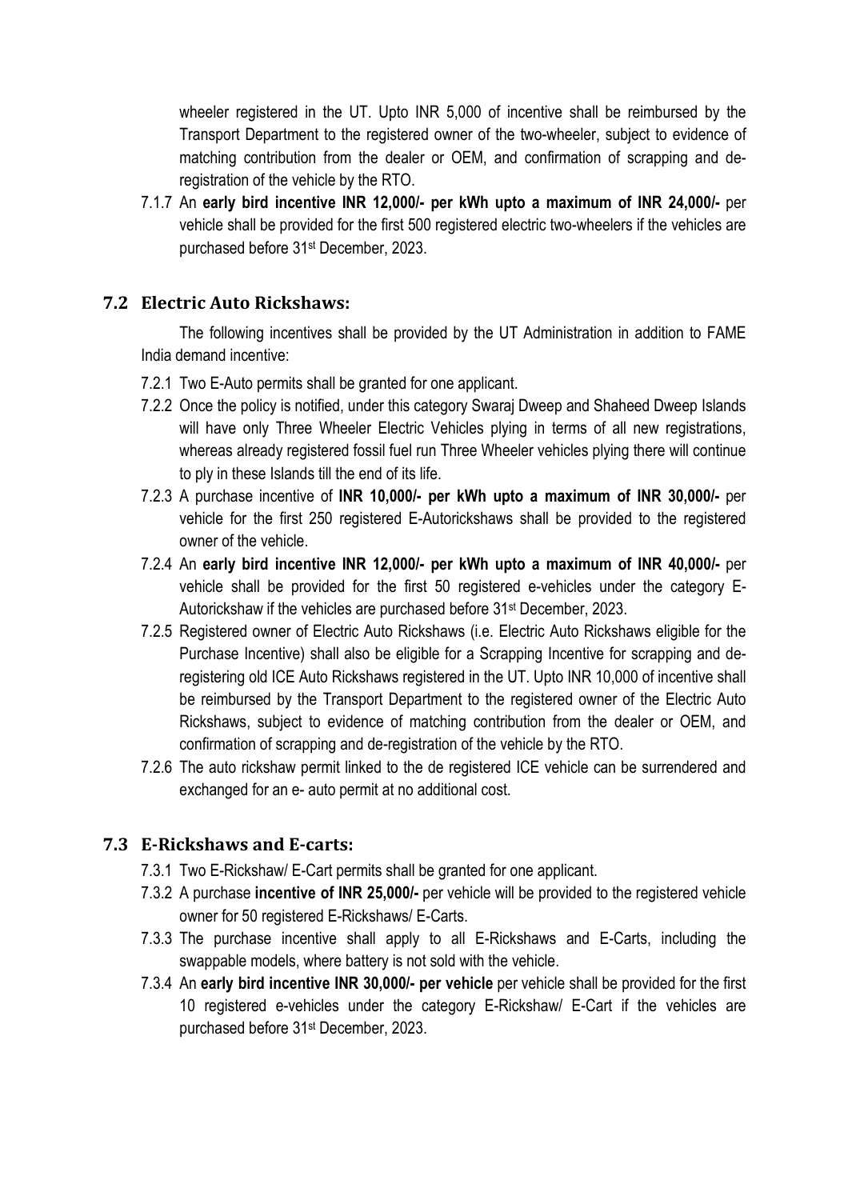wheeler registered in the UT. Upto INR 5,000 of incentive shall be reimbursed by the Transport Department to the registered owner of the two-wheeler, subject to evidence of matching contribution from the dealer or OEM, and confirmation of scrapping and de-registration of the vehicle by the RTO.

7.1.7 An **early bird incentive INR 12,000/- per kWh upto a maximum of INR 24,000/-** per vehicle shall be provided for the first 500 registered electric two-wheelers if the vehicles are purchased before 31st December, 2023.

## 7.2 Electric Auto Rickshaws:

The following incentives shall be provided by the UT Administration in addition to FAME India demand incentive:

7.2.1 Two E-Auto permits shall be granted for one applicant.

7.2.2 Once the policy is notified, under this category Swaraj Dweep and Shaheed Dweep Islands will have only Three Wheeler Electric Vehicles plying in terms of all new registrations, whereas already registered fossil fuel run Three Wheeler vehicles plying there will continue to ply in these Islands till the end of its life.

7.2.3 A purchase incentive of **INR 10,000/- per kWh upto a maximum of INR 30,000/-** per vehicle for the first 250 registered E-Autorickshaws shall be provided to the registered owner of the vehicle.

7.2.4 An **early bird incentive INR 12,000/- per kWh upto a maximum of INR 40,000/-** per vehicle shall be provided for the first 50 registered e-vehicles under the category E-Autorickshaw if the vehicles are purchased before 31st December, 2023.

7.2.5 Registered owner of Electric Auto Rickshaws (i.e. Electric Auto Rickshaws eligible for the Purchase Incentive) shall also be eligible for a Scrapping Incentive for scrapping and de-registering old ICE Auto Rickshaws registered in the UT. Upto INR 10,000 of incentive shall be reimbursed by the Transport Department to the registered owner of the Electric Auto Rickshaws, subject to evidence of matching contribution from the dealer or OEM, and confirmation of scrapping and de-registration of the vehicle by the RTO.

7.2.6 The auto rickshaw permit linked to the de registered ICE vehicle can be surrendered and exchanged for an e- auto permit at no additional cost.

## 7.3 E-Rickshaws and E-carts:

7.3.1 Two E-Rickshaw/ E-Cart permits shall be granted for one applicant.

7.3.2 A purchase **incentive of INR 25,000/-** per vehicle will be provided to the registered vehicle owner for 50 registered E-Rickshaws/ E-Carts.

7.3.3 The purchase incentive shall apply to all E-Rickshaws and E-Carts, including the swappable models, where battery is not sold with the vehicle.

7.3.4 An **early bird incentive INR 30,000/- per vehicle** per vehicle shall be provided for the first 10 registered e-vehicles under the category E-Rickshaw/ E-Cart if the vehicles are purchased before 31st December, 2023.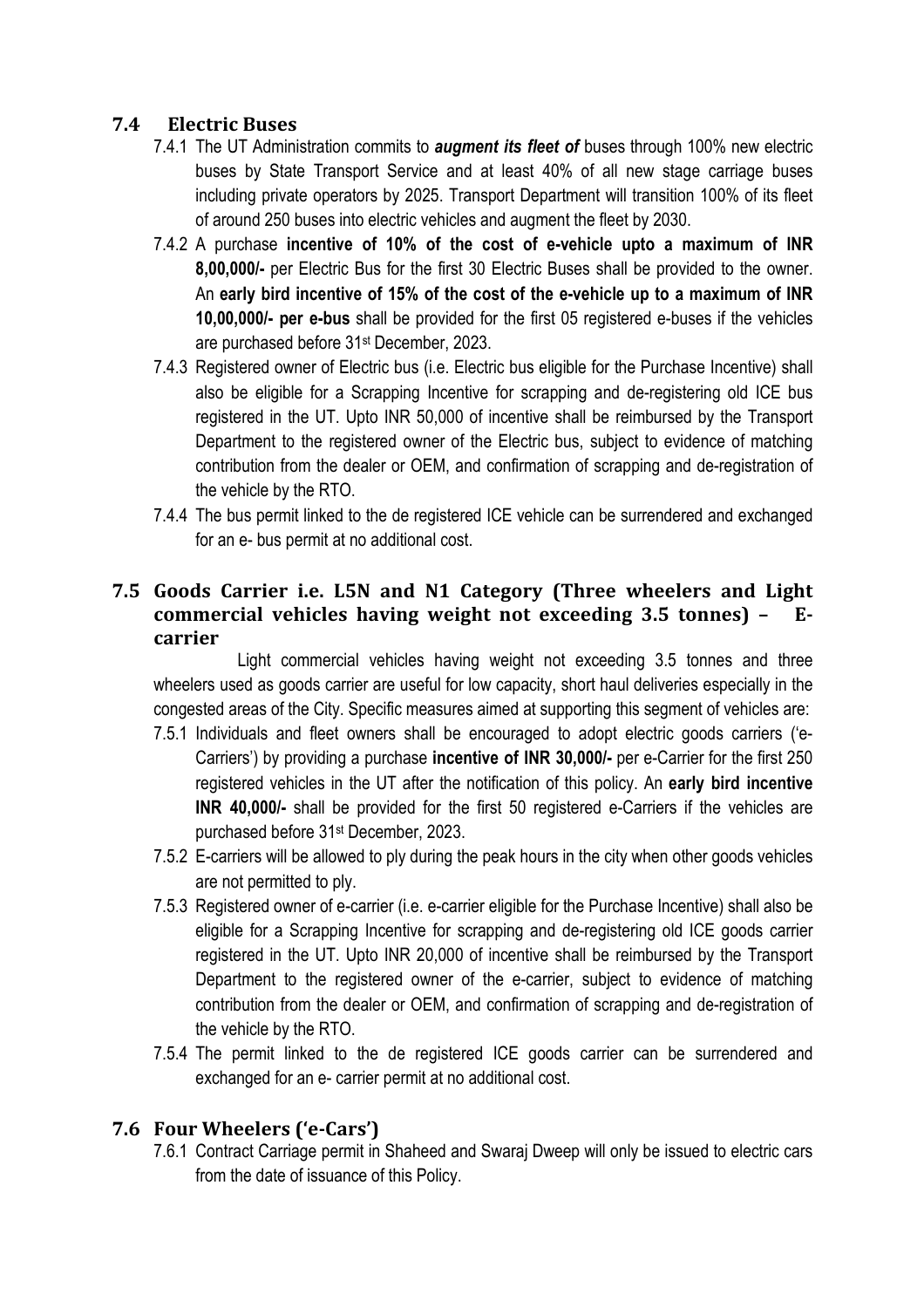### 7.4 Electric Buses

7.4.1 The UT Administration commits to ***augment its fleet of*** buses through 100% new electric buses by State Transport Service and at least 40% of all new stage carriage buses including private operators by 2025. Transport Department will transition 100% of its fleet of around 250 buses into electric vehicles and augment the fleet by 2030.

7.4.2 A purchase **incentive of 10% of the cost of e-vehicle upto a maximum of INR 8,00,000/-** per Electric Bus for the first 30 Electric Buses shall be provided to the owner. An **early bird incentive of 15% of the cost of the e-vehicle up to a maximum of INR 10,00,000/- per e-bus** shall be provided for the first 05 registered e-buses if the vehicles are purchased before 31st December, 2023.

7.4.3 Registered owner of Electric bus (i.e. Electric bus eligible for the Purchase Incentive) shall also be eligible for a Scrapping Incentive for scrapping and de-registering old ICE bus registered in the UT. Upto INR 50,000 of incentive shall be reimbursed by the Transport Department to the registered owner of the Electric bus, subject to evidence of matching contribution from the dealer or OEM, and confirmation of scrapping and de-registration of the vehicle by the RTO.

7.4.4 The bus permit linked to the de registered ICE vehicle can be surrendered and exchanged for an e- bus permit at no additional cost.

### 7.5 Goods Carrier i.e. L5N and N1 Category (Three wheelers and Light commercial vehicles having weight not exceeding 3.5 tonnes) – E-carrier

Light commercial vehicles having weight not exceeding 3.5 tonnes and three wheelers used as goods carrier are useful for low capacity, short haul deliveries especially in the congested areas of the City. Specific measures aimed at supporting this segment of vehicles are:

7.5.1 Individuals and fleet owners shall be encouraged to adopt electric goods carriers ('e-Carriers') by providing a purchase **incentive of INR 30,000/-** per e-Carrier for the first 250 registered vehicles in the UT after the notification of this policy. An **early bird incentive INR 40,000/-** shall be provided for the first 50 registered e-Carriers if the vehicles are purchased before 31st December, 2023.

7.5.2 E-carriers will be allowed to ply during the peak hours in the city when other goods vehicles are not permitted to ply.

7.5.3 Registered owner of e-carrier (i.e. e-carrier eligible for the Purchase Incentive) shall also be eligible for a Scrapping Incentive for scrapping and de-registering old ICE goods carrier registered in the UT. Upto INR 20,000 of incentive shall be reimbursed by the Transport Department to the registered owner of the e-carrier, subject to evidence of matching contribution from the dealer or OEM, and confirmation of scrapping and de-registration of the vehicle by the RTO.

7.5.4 The permit linked to the de registered ICE goods carrier can be surrendered and exchanged for an e- carrier permit at no additional cost.

### 7.6 Four Wheelers ('e-Cars')

7.6.1 Contract Carriage permit in Shaheed and Swaraj Dweep will only be issued to electric cars from the date of issuance of this Policy.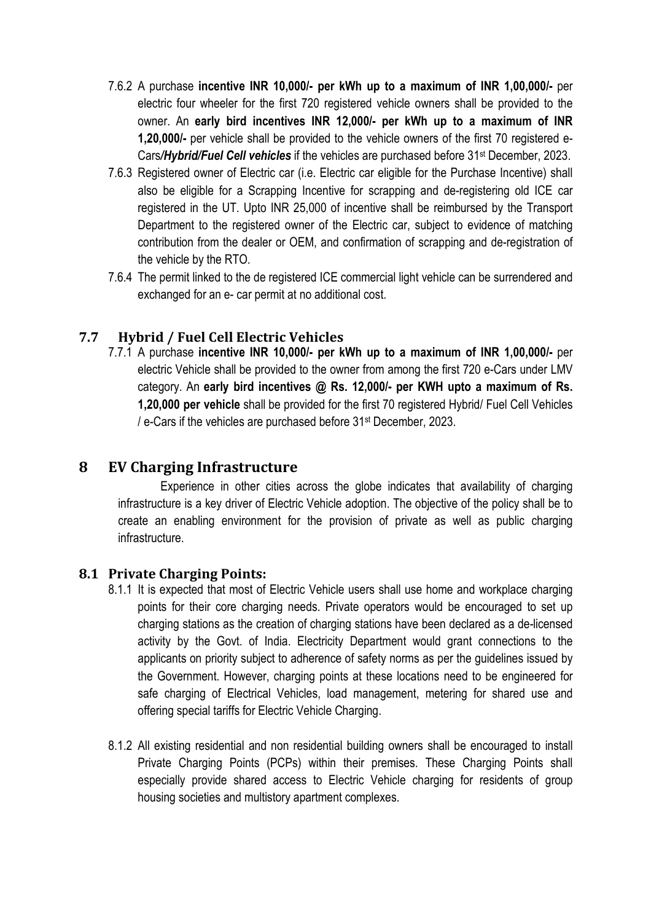7.6.2 A purchase **incentive INR 10,000/- per kWh up to a maximum of INR 1,00,000/-** per electric four wheeler for the first 720 registered vehicle owners shall be provided to the owner. An **early bird incentives INR 12,000/- per kWh up to a maximum of INR 1,20,000/-** per vehicle shall be provided to the vehicle owners of the first 70 registered e-Cars***/Hybrid/Fuel Cell vehicles*** if the vehicles are purchased before 31st December, 2023.

7.6.3 Registered owner of Electric car (i.e. Electric car eligible for the Purchase Incentive) shall also be eligible for a Scrapping Incentive for scrapping and de-registering old ICE car registered in the UT. Upto INR 25,000 of incentive shall be reimbursed by the Transport Department to the registered owner of the Electric car, subject to evidence of matching contribution from the dealer or OEM, and confirmation of scrapping and de-registration of the vehicle by the RTO.

7.6.4 The permit linked to the de registered ICE commercial light vehicle can be surrendered and exchanged for an e- car permit at no additional cost.

## 7.7 Hybrid / Fuel Cell Electric Vehicles

7.7.1 A purchase **incentive INR 10,000/- per kWh up to a maximum of INR 1,00,000/-** per electric Vehicle shall be provided to the owner from among the first 720 e-Cars under LMV category. An **early bird incentives @ Rs. 12,000/- per KWH upto a maximum of Rs. 1,20,000 per vehicle** shall be provided for the first 70 registered Hybrid/ Fuel Cell Vehicles / e-Cars if the vehicles are purchased before 31st December, 2023.

# 8 EV Charging Infrastructure

Experience in other cities across the globe indicates that availability of charging infrastructure is a key driver of Electric Vehicle adoption. The objective of the policy shall be to create an enabling environment for the provision of private as well as public charging infrastructure.

## 8.1 Private Charging Points:

8.1.1 It is expected that most of Electric Vehicle users shall use home and workplace charging points for their core charging needs. Private operators would be encouraged to set up charging stations as the creation of charging stations have been declared as a de-licensed activity by the Govt. of India. Electricity Department would grant connections to the applicants on priority subject to adherence of safety norms as per the guidelines issued by the Government. However, charging points at these locations need to be engineered for safe charging of Electrical Vehicles, load management, metering for shared use and offering special tariffs for Electric Vehicle Charging.

8.1.2 All existing residential and non residential building owners shall be encouraged to install Private Charging Points (PCPs) within their premises. These Charging Points shall especially provide shared access to Electric Vehicle charging for residents of group housing societies and multistory apartment complexes.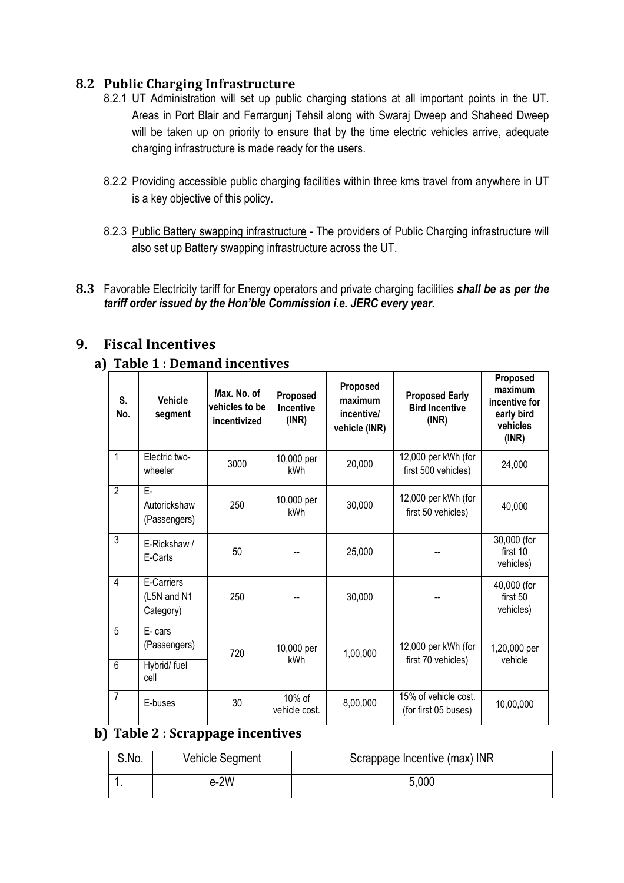## 8.2 Public Charging Infrastructure

8.2.1 UT Administration will set up public charging stations at all important points in the UT. Areas in Port Blair and Ferrargunj Tehsil along with Swaraj Dweep and Shaheed Dweep will be taken up on priority to ensure that by the time electric vehicles arrive, adequate charging infrastructure is made ready for the users.

8.2.2 Providing accessible public charging facilities within three kms travel from anywhere in UT is a key objective of this policy.

8.2.3 Public Battery swapping infrastructure - The providers of Public Charging infrastructure will also set up Battery swapping infrastructure across the UT.

**8.3** Favorable Electricity tariff for Energy operators and private charging facilities ***shall be as per the tariff order issued by the Hon'ble Commission i.e. JERC every year.***

# 9. Fiscal Incentives

### a) Table 1 : Demand incentives

| S. No. | Vehicle segment | Max. No. of vehicles to be incentivized | Proposed Incentive (INR) | Proposed maximum incentive/ vehicle (INR) | Proposed Early Bird Incentive (INR) | Proposed maximum incentive for early bird vehicles (INR) |
|---|---|---|---|---|---|---|
| 1 | Electric two-wheeler | 3000 | 10,000 per kWh | 20,000 | 12,000 per kWh (for first 500 vehicles) | 24,000 |
| 2 | E-Autorickshaw (Passengers) | 250 | 10,000 per kWh | 30,000 | 12,000 per kWh (for first 50 vehicles) | 40,000 |
| 3 | E-Rickshaw / E-Carts | 50 | -- | 25,000 | -- | 30,000 (for first 10 vehicles) |
| 4 | E-Carriers (L5N and N1 Category) | 250 | -- | 30,000 | -- | 40,000 (for first 50 vehicles) |
| 5 | E- cars (Passengers) | 720 | 10,000 per kWh | 1,00,000 | 12,000 per kWh (for first 70 vehicles) | 1,20,000 per vehicle |
| 6 | Hybrid/ fuel cell | | | | | |
| 7 | E-buses | 30 | 10% of vehicle cost. | 8,00,000 | 15% of vehicle cost. (for first 05 buses) | 10,00,000 |

### b) Table 2 : Scrappage incentives

| S.No. | Vehicle Segment | Scrappage Incentive (max) INR |
|---|---|---|
| 1. | e-2W | 5,000 |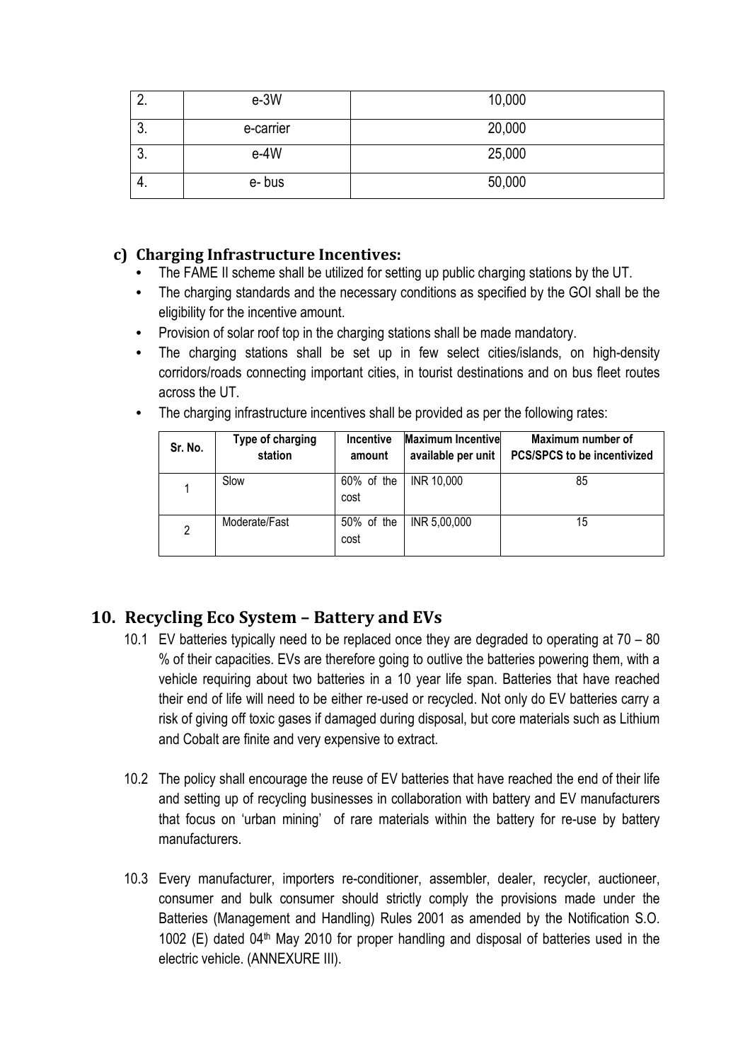| 2. | e-3W | 10,000 |
|---|---|---|
| 3. | e-carrier | 20,000 |
| 3. | e-4W | 25,000 |
| 4. | e- bus | 50,000 |

### c) Charging Infrastructure Incentives:

- The FAME II scheme shall be utilized for setting up public charging stations by the UT.
- The charging standards and the necessary conditions as specified by the GOI shall be the eligibility for the incentive amount.
- Provision of solar roof top in the charging stations shall be made mandatory.
- The charging stations shall be set up in few select cities/islands, on high-density corridors/roads connecting important cities, in tourist destinations and on bus fleet routes across the UT.
- The charging infrastructure incentives shall be provided as per the following rates:

| Sr. No. | Type of charging station | Incentive amount | Maximum Incentive available per unit | Maximum number of PCS/SPCS to be incentivized |
|---|---|---|---|---|
| 1 | Slow | 60% of the cost | INR 10,000 | 85 |
| 2 | Moderate/Fast | 50% of the cost | INR 5,00,000 | 15 |

## 10. Recycling Eco System – Battery and EVs

10.1 EV batteries typically need to be replaced once they are degraded to operating at 70 – 80 % of their capacities. EVs are therefore going to outlive the batteries powering them, with a vehicle requiring about two batteries in a 10 year life span. Batteries that have reached their end of life will need to be either re-used or recycled. Not only do EV batteries carry a risk of giving off toxic gases if damaged during disposal, but core materials such as Lithium and Cobalt are finite and very expensive to extract.

10.2 The policy shall encourage the reuse of EV batteries that have reached the end of their life and setting up of recycling businesses in collaboration with battery and EV manufacturers that focus on 'urban mining' of rare materials within the battery for re-use by battery manufacturers.

10.3 Every manufacturer, importers re-conditioner, assembler, dealer, recycler, auctioneer, consumer and bulk consumer should strictly comply the provisions made under the Batteries (Management and Handling) Rules 2001 as amended by the Notification S.O. 1002 (E) dated 04th May 2010 for proper handling and disposal of batteries used in the electric vehicle. (ANNEXURE III).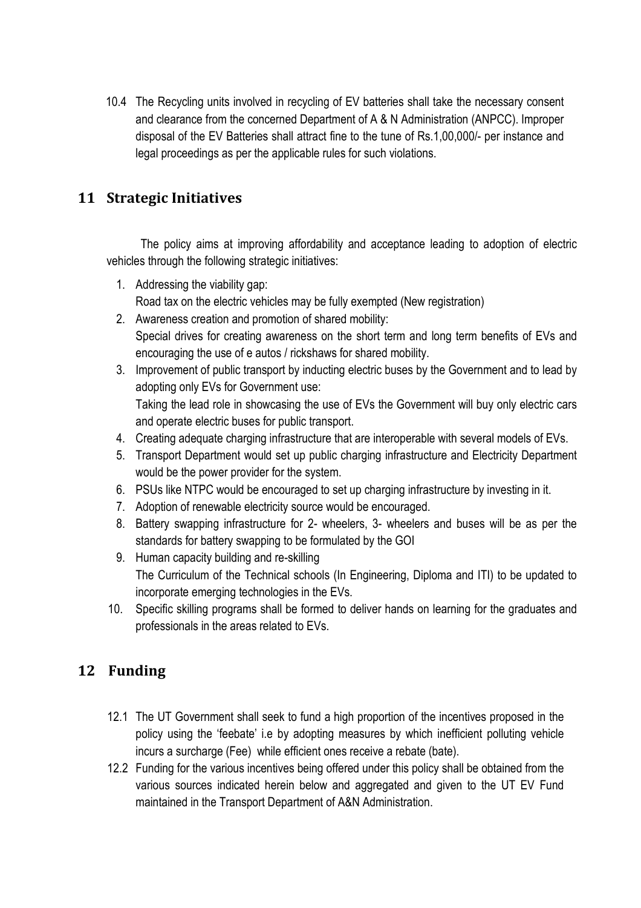10.4 The Recycling units involved in recycling of EV batteries shall take the necessary consent and clearance from the concerned Department of A & N Administration (ANPCC). Improper disposal of the EV Batteries shall attract fine to the tune of Rs.1,00,000/- per instance and legal proceedings as per the applicable rules for such violations.

## 11 Strategic Initiatives

The policy aims at improving affordability and acceptance leading to adoption of electric vehicles through the following strategic initiatives:

1. Addressing the viability gap:
   Road tax on the electric vehicles may be fully exempted (New registration)
2. Awareness creation and promotion of shared mobility:
   Special drives for creating awareness on the short term and long term benefits of EVs and encouraging the use of e autos / rickshaws for shared mobility.
3. Improvement of public transport by inducting electric buses by the Government and to lead by adopting only EVs for Government use:
   Taking the lead role in showcasing the use of EVs the Government will buy only electric cars and operate electric buses for public transport.
4. Creating adequate charging infrastructure that are interoperable with several models of EVs.
5. Transport Department would set up public charging infrastructure and Electricity Department would be the power provider for the system.
6. PSUs like NTPC would be encouraged to set up charging infrastructure by investing in it.
7. Adoption of renewable electricity source would be encouraged.
8. Battery swapping infrastructure for 2- wheelers, 3- wheelers and buses will be as per the standards for battery swapping to be formulated by the GOI
9. Human capacity building and re-skilling
   The Curriculum of the Technical schools (In Engineering, Diploma and ITI) to be updated to incorporate emerging technologies in the EVs.
10. Specific skilling programs shall be formed to deliver hands on learning for the graduates and professionals in the areas related to EVs.

## 12 Funding

12.1 The UT Government shall seek to fund a high proportion of the incentives proposed in the policy using the 'feebate' i.e by adopting measures by which inefficient polluting vehicle incurs a surcharge (Fee) while efficient ones receive a rebate (bate).

12.2 Funding for the various incentives being offered under this policy shall be obtained from the various sources indicated herein below and aggregated and given to the UT EV Fund maintained in the Transport Department of A&N Administration.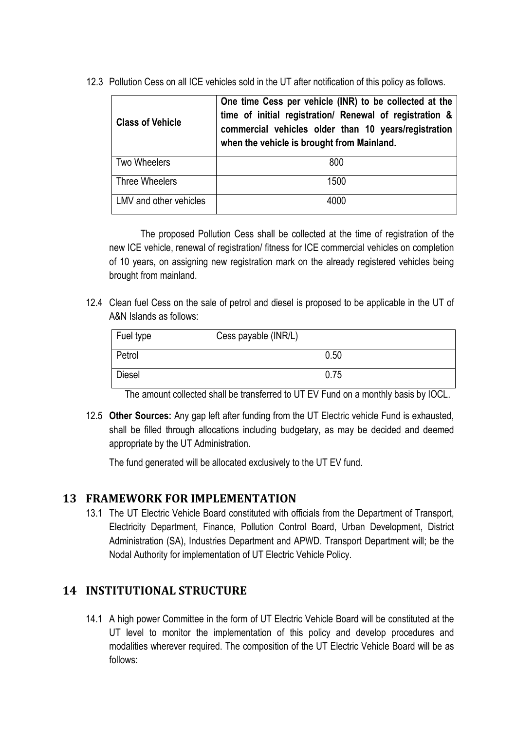12.3 Pollution Cess on all ICE vehicles sold in the UT after notification of this policy as follows.

| **Class of Vehicle** | **One time Cess per vehicle (INR) to be collected at the time of initial registration/ Renewal of registration & commercial vehicles older than 10 years/registration when the vehicle is brought from Mainland.** |
|---|---|
| Two Wheelers | 800 |
| Three Wheelers | 1500 |
| LMV and other vehicles | 4000 |

The proposed Pollution Cess shall be collected at the time of registration of the new ICE vehicle, renewal of registration/ fitness for ICE commercial vehicles on completion of 10 years, on assigning new registration mark on the already registered vehicles being brought from mainland.

12.4 Clean fuel Cess on the sale of petrol and diesel is proposed to be applicable in the UT of A&N Islands as follows:

| Fuel type | Cess payable (INR/L) |
|---|---|
| Petrol | 0.50 |
| Diesel | 0.75 |

The amount collected shall be transferred to UT EV Fund on a monthly basis by IOCL.

12.5 **Other Sources:** Any gap left after funding from the UT Electric vehicle Fund is exhausted, shall be filled through allocations including budgetary, as may be decided and deemed appropriate by the UT Administration.

The fund generated will be allocated exclusively to the UT EV fund.

## 13 FRAMEWORK FOR IMPLEMENTATION

13.1 The UT Electric Vehicle Board constituted with officials from the Department of Transport, Electricity Department, Finance, Pollution Control Board, Urban Development, District Administration (SA), Industries Department and APWD. Transport Department will; be the Nodal Authority for implementation of UT Electric Vehicle Policy.

## 14 INSTITUTIONAL STRUCTURE

14.1 A high power Committee in the form of UT Electric Vehicle Board will be constituted at the UT level to monitor the implementation of this policy and develop procedures and modalities wherever required. The composition of the UT Electric Vehicle Board will be as follows: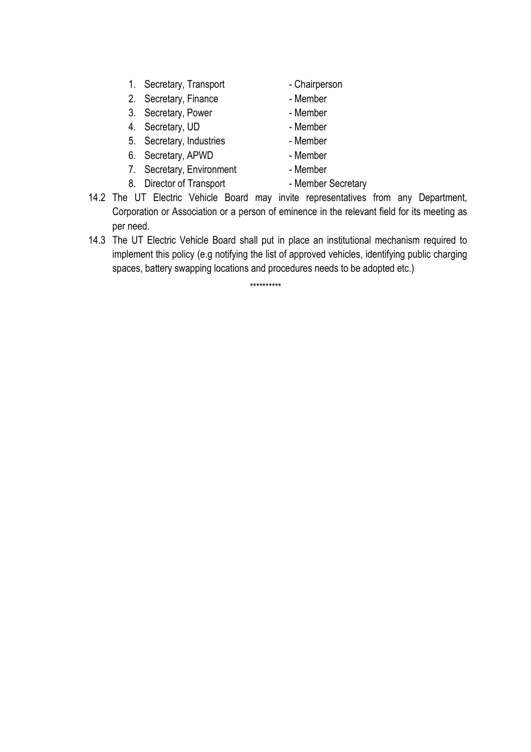1. Secretary, Transport - Chairperson
2. Secretary, Finance - Member
3. Secretary, Power - Member
4. Secretary, UD - Member
5. Secretary, Industries - Member
6. Secretary, APWD - Member
7. Secretary, Environment - Member
8. Director of Transport - Member Secretary

14.2 The UT Electric Vehicle Board may invite representatives from any Department, Corporation or Association or a person of eminence in the relevant field for its meeting as per need.

14.3 The UT Electric Vehicle Board shall put in place an institutional mechanism required to implement this policy (e.g notifying the list of approved vehicles, identifying public charging spaces, battery swapping locations and procedures needs to be adopted etc.)

**********